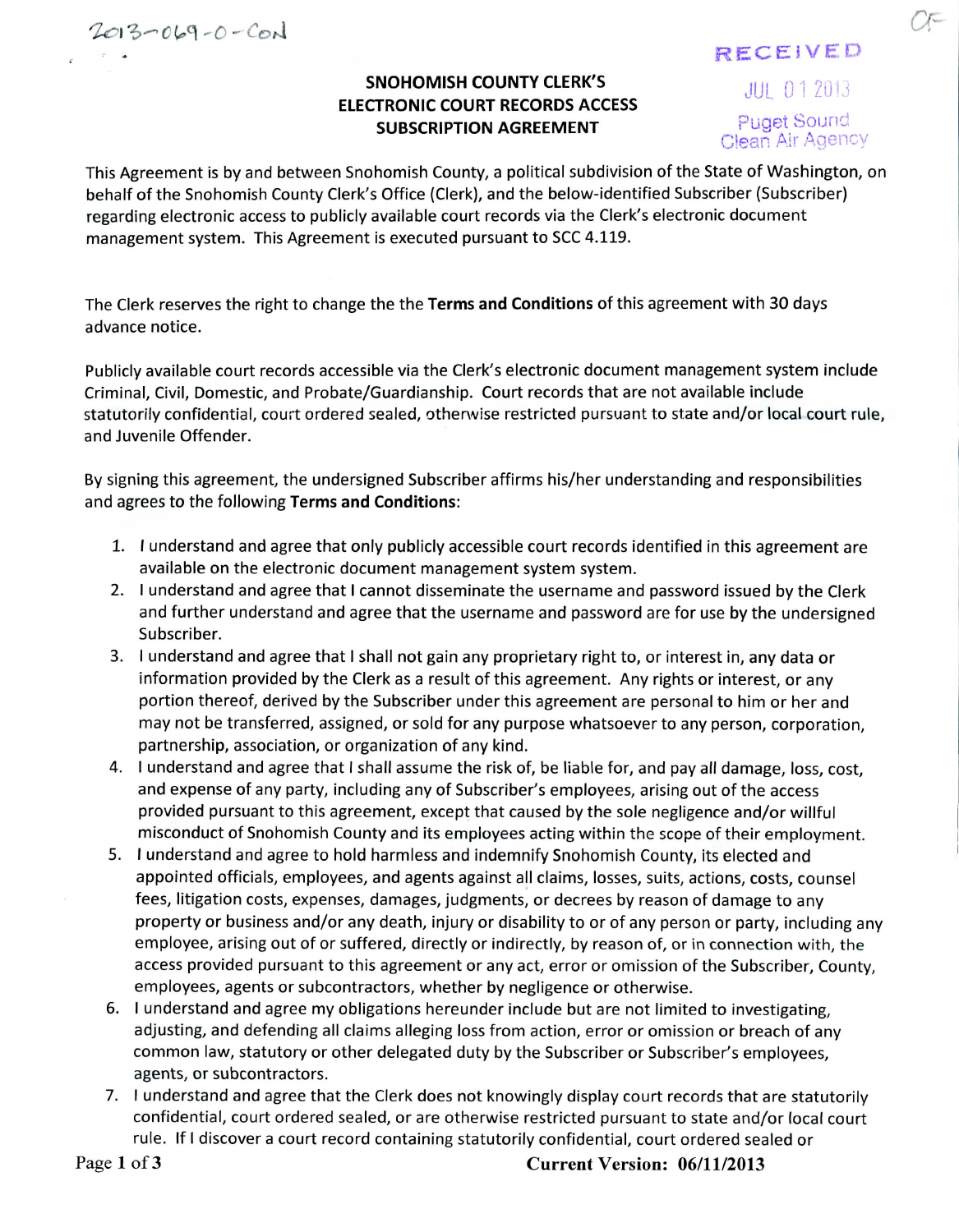2013-069-0-CON

RECEIVED

JUL 01 2013

Puget Sound Clean Air Agency

CF

## SNOHOMISH COUNTY CLERK'S ELECTRONIC COURT RECORDS ACCESS SUBSCRIPTION AGREEMENT

This Agreement is by and between Snohomish County, a political subdivision of the State of Washington, on behalf of the Snohomish County Clerk's Office (Clerk), and the below-identified Subscriber (Subscriber) regarding electronic access to publicly available court records via the Clerk's electronic document management system. This Agreement is executed pursuant to SCC 4.119.

The Clerk reserves the right to change the the **Terms and Conditions** of this agreement with 30 days advance notice.

Publicly available court records accessible via the Clerk's electronic document management system include Criminal, Civil, Domestic, and Probate/Guardianship. Court records that are not available include statutorily confidential, court ordered sealed, otherwise restricted pursuant to state and/or local court rule, and Juvenile Offender.

By signing this agreement, the undersigned Subscriber affirms his/her understanding and responsibilities and agrees to the following **Terms and Conditions**:

1. I understand and agree that only publicly accessible court records identified in this agreement are available on the electronic document management system system.
2. I understand and agree that I cannot disseminate the username and password issued by the Clerk and further understand and agree that the username and password are for use by the undersigned Subscriber.
3. I understand and agree that I shall not gain any proprietary right to, or interest in, any data or information provided by the Clerk as a result of this agreement. Any rights or interest, or any portion thereof, derived by the Subscriber under this agreement are personal to him or her and may not be transferred, assigned, or sold for any purpose whatsoever to any person, corporation, partnership, association, or organization of any kind.
4. I understand and agree that I shall assume the risk of, be liable for, and pay all damage, loss, cost, and expense of any party, including any of Subscriber's employees, arising out of the access provided pursuant to this agreement, except that caused by the sole negligence and/or willful misconduct of Snohomish County and its employees acting within the scope of their employment.
5. I understand and agree to hold harmless and indemnify Snohomish County, its elected and appointed officials, employees, and agents against all claims, losses, suits, actions, costs, counsel fees, litigation costs, expenses, damages, judgments, or decrees by reason of damage to any property or business and/or any death, injury or disability to or of any person or party, including any employee, arising out of or suffered, directly or indirectly, by reason of, or in connection with, the access provided pursuant to this agreement or any act, error or omission of the Subscriber, County, employees, agents or subcontractors, whether by negligence or otherwise.
6. I understand and agree my obligations hereunder include but are not limited to investigating, adjusting, and defending all claims alleging loss from action, error or omission or breach of any common law, statutory or other delegated duty by the Subscriber or Subscriber's employees, agents, or subcontractors.
7. I understand and agree that the Clerk does not knowingly display court records that are statutorily confidential, court ordered sealed, or are otherwise restricted pursuant to state and/or local court rule. If I discover a court record containing statutorily confidential, court ordered sealed or

**Current Version: 06/11/2013**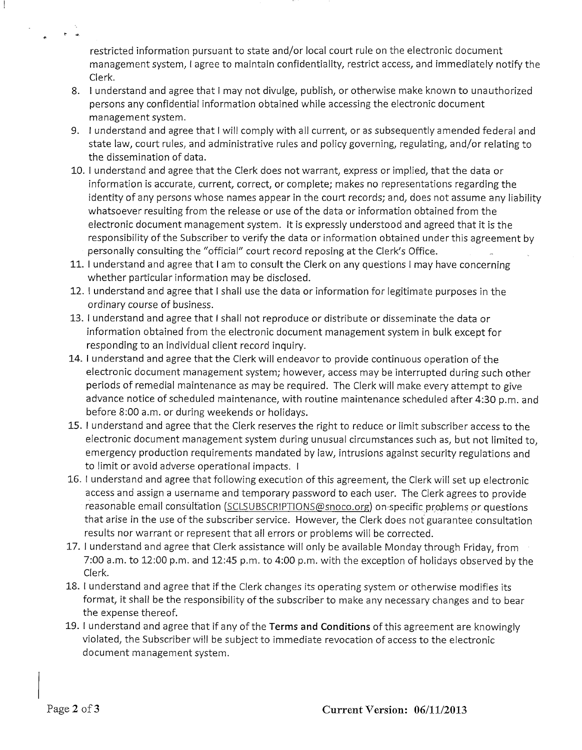restricted information pursuant to state and/or local court rule on the electronic document management system, I agree to maintain confidentiality, restrict access, and immediately notify the Clerk.

8. I understand and agree that I may not divulge, publish, or otherwise make known to unauthorized persons any confidential information obtained while accessing the electronic document management system.
9. I understand and agree that I will comply with all current, or as subsequently amended federal and state law, court rules, and administrative rules and policy governing, regulating, and/or relating to the dissemination of data.
10. I understand and agree that the Clerk does not warrant, express or implied, that the data or information is accurate, current, correct, or complete; makes no representations regarding the identity of any persons whose names appear in the court records; and, does not assume any liability whatsoever resulting from the release or use of the data or information obtained from the electronic document management system. It is expressly understood and agreed that it is the responsibility of the Subscriber to verify the data or information obtained under this agreement by personally consulting the "official" court record reposing at the Clerk's Office.
11. I understand and agree that I am to consult the Clerk on any questions I may have concerning whether particular information may be disclosed.
12. I understand and agree that I shall use the data or information for legitimate purposes in the ordinary course of business.
13. I understand and agree that I shall not reproduce or distribute or disseminate the data or information obtained from the electronic document management system in bulk except for responding to an individual client record inquiry.
14. I understand and agree that the Clerk will endeavor to provide continuous operation of the electronic document management system; however, access may be interrupted during such other periods of remedial maintenance as may be required. The Clerk will make every attempt to give advance notice of scheduled maintenance, with routine maintenance scheduled after 4:30 p.m. and before 8:00 a.m. or during weekends or holidays.
15. I understand and agree that the Clerk reserves the right to reduce or limit subscriber access to the electronic document management system during unusual circumstances such as, but not limited to, emergency production requirements mandated by law, intrusions against security regulations and to limit or avoid adverse operational impacts. I
16. I understand and agree that following execution of this agreement, the Clerk will set up electronic access and assign a username and temporary password to each user. The Clerk agrees to provide reasonable email consultation (SCLSUBSCRIPTIONS@snoco.org) on specific problems or questions that arise in the use of the subscriber service. However, the Clerk does not guarantee consultation results nor warrant or represent that all errors or problems will be corrected.
17. I understand and agree that Clerk assistance will only be available Monday through Friday, from 7:00 a.m. to 12:00 p.m. and 12:45 p.m. to 4:00 p.m. with the exception of holidays observed by the Clerk.
18. I understand and agree that if the Clerk changes its operating system or otherwise modifies its format, it shall be the responsibility of the subscriber to make any necessary changes and to bear the expense thereof.
19. I understand and agree that if any of the **Terms and Conditions** of this agreement are knowingly violated, the Subscriber will be subject to immediate revocation of access to the electronic document management system.

**Current Version: 06/11/2013**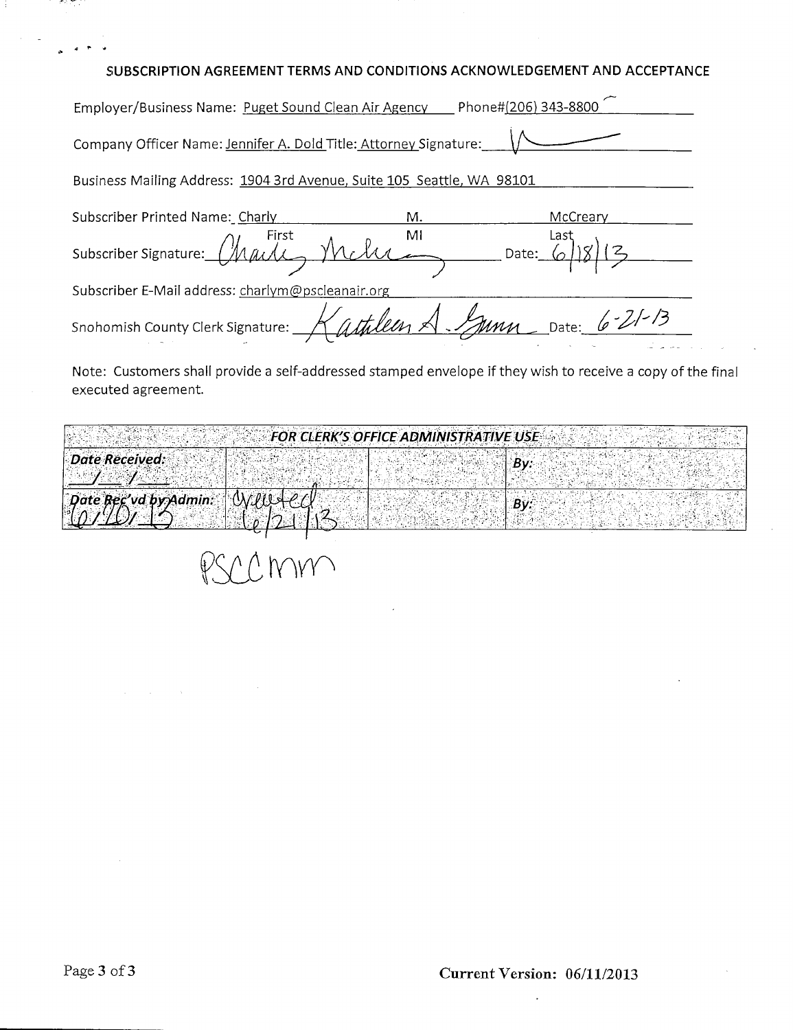## SUBSCRIPTION AGREEMENT TERMS AND CONDITIONS ACKNOWLEDGEMENT AND ACCEPTANCE

Employer/Business Name: Puget Sound Clean Air Agency Phone#(206) 343-8800

Company Officer Name: Jennifer A. Dold Title: Attorney Signature: [signature]

Business Mailing Address: 1904 3rd Avenue, Suite 105 Seattle, WA 98101

Subscriber Printed Name: Charly M. McCreary
First MI Last

Subscriber Signature: Charly McCreary Date: 6/18/13

Subscriber E-Mail address: charlym@pscleanair.org

Snohomish County Clerk Signature: Kathleen A. Gunn Date: 6-21-13

Note: Customers shall provide a self-addressed stamped envelope if they wish to receive a copy of the final executed agreement.

| *FOR CLERK'S OFFICE ADMINISTRATIVE USE* | | | |
|---|---|---|---|
| *Date Received:* __/__/__ | | | *By:* |
| *Date Rec'vd by Admin:* 6/20/13 | Created 6/21/13 | | *By:* |

PSCCmm